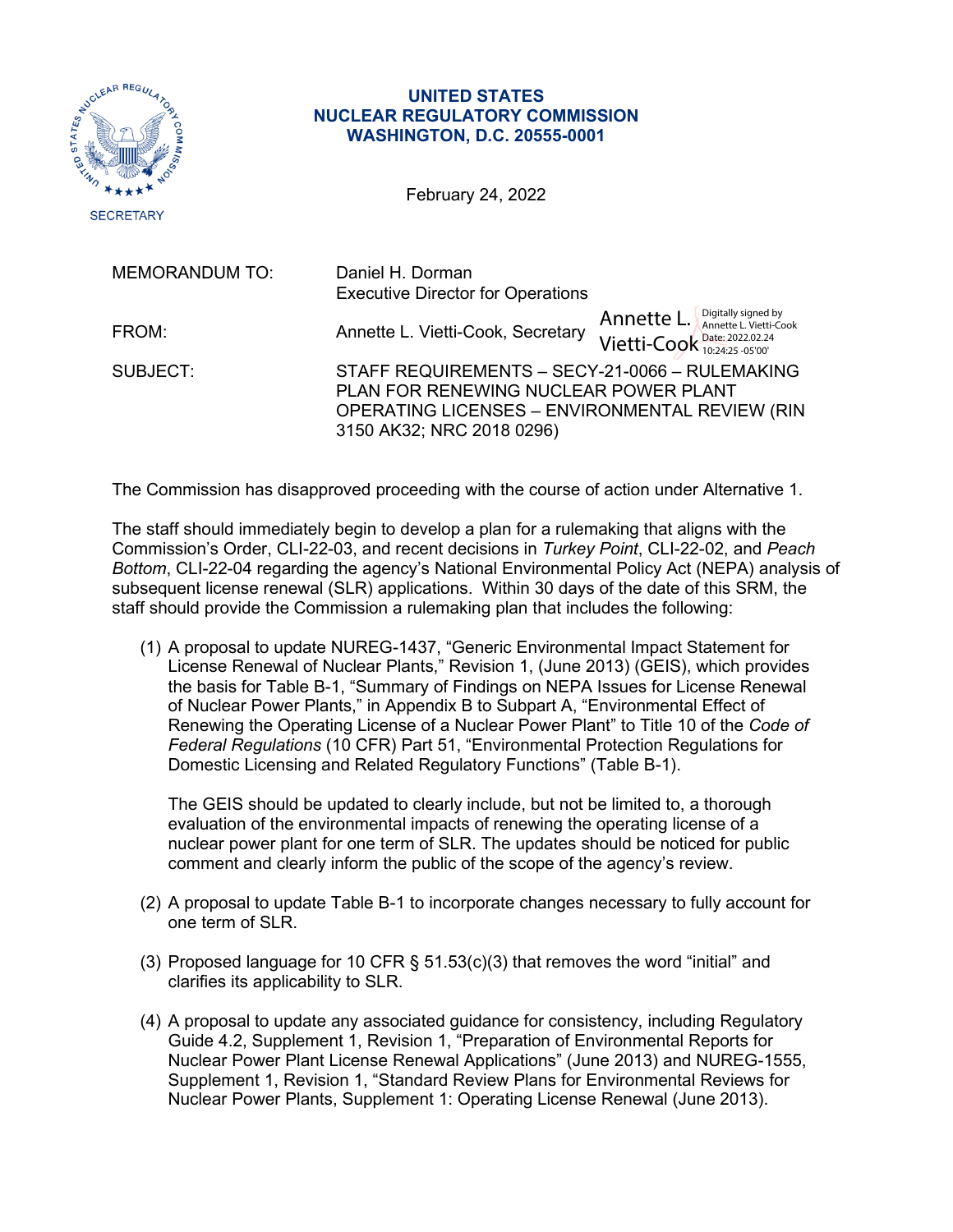**UNITED STATES**
**NUCLEAR REGULATORY COMMISSION**
**WASHINGTON, D.C. 20555-0001**

SECRETARY

February 24, 2022

MEMORANDUM TO: Daniel H. Dorman
Executive Director for Operations

FROM: Annette L. Vietti-Cook, Secretary

Annette L. Vietti-Cook
Digitally signed by Annette L. Vietti-Cook
Date: 2022.02.24 10:24:25 -05'00'

SUBJECT: STAFF REQUIREMENTS – SECY-21-0066 – RULEMAKING PLAN FOR RENEWING NUCLEAR POWER PLANT OPERATING LICENSES – ENVIRONMENTAL REVIEW (RIN 3150 AK32; NRC 2018 0296)

The Commission has disapproved proceeding with the course of action under Alternative 1.

The staff should immediately begin to develop a plan for a rulemaking that aligns with the Commission's Order, CLI-22-03, and recent decisions in *Turkey Point*, CLI-22-02, and *Peach Bottom*, CLI-22-04 regarding the agency's National Environmental Policy Act (NEPA) analysis of subsequent license renewal (SLR) applications. Within 30 days of the date of this SRM, the staff should provide the Commission a rulemaking plan that includes the following:

(1) A proposal to update NUREG-1437, "Generic Environmental Impact Statement for License Renewal of Nuclear Plants," Revision 1, (June 2013) (GEIS), which provides the basis for Table B-1, "Summary of Findings on NEPA Issues for License Renewal of Nuclear Power Plants," in Appendix B to Subpart A, "Environmental Effect of Renewing the Operating License of a Nuclear Power Plant" to Title 10 of the *Code of Federal Regulations* (10 CFR) Part 51, "Environmental Protection Regulations for Domestic Licensing and Related Regulatory Functions" (Table B-1).

   The GEIS should be updated to clearly include, but not be limited to, a thorough evaluation of the environmental impacts of renewing the operating license of a nuclear power plant for one term of SLR. The updates should be noticed for public comment and clearly inform the public of the scope of the agency's review.

(2) A proposal to update Table B-1 to incorporate changes necessary to fully account for one term of SLR.

(3) Proposed language for 10 CFR § 51.53(c)(3) that removes the word "initial" and clarifies its applicability to SLR.

(4) A proposal to update any associated guidance for consistency, including Regulatory Guide 4.2, Supplement 1, Revision 1, "Preparation of Environmental Reports for Nuclear Power Plant License Renewal Applications" (June 2013) and NUREG-1555, Supplement 1, Revision 1, "Standard Review Plans for Environmental Reviews for Nuclear Power Plants, Supplement 1: Operating License Renewal (June 2013).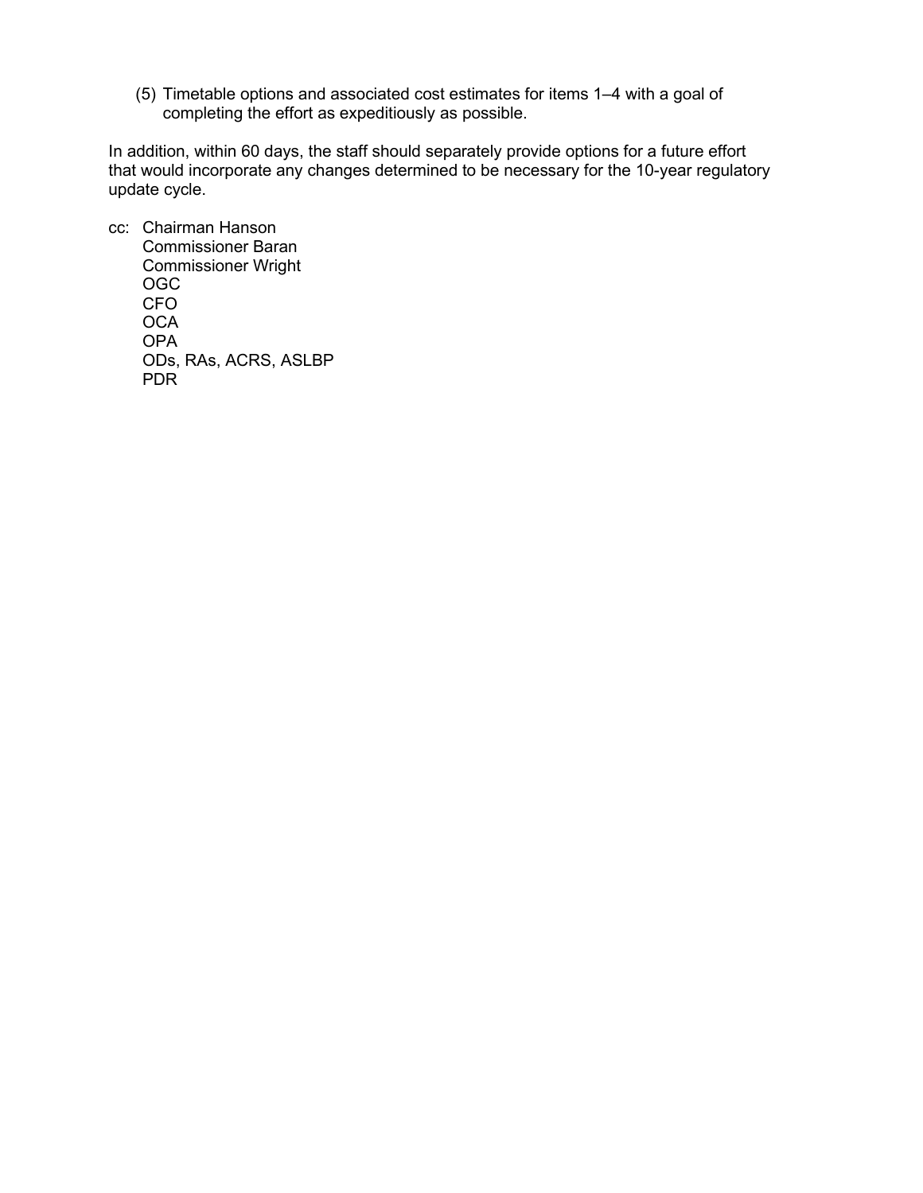(5) Timetable options and associated cost estimates for items 1–4 with a goal of completing the effort as expeditiously as possible.

In addition, within 60 days, the staff should separately provide options for a future effort that would incorporate any changes determined to be necessary for the 10-year regulatory update cycle.

cc: Chairman Hanson
Commissioner Baran
Commissioner Wright
OGC
CFO
OCA
OPA
ODs, RAs, ACRS, ASLBP
PDR